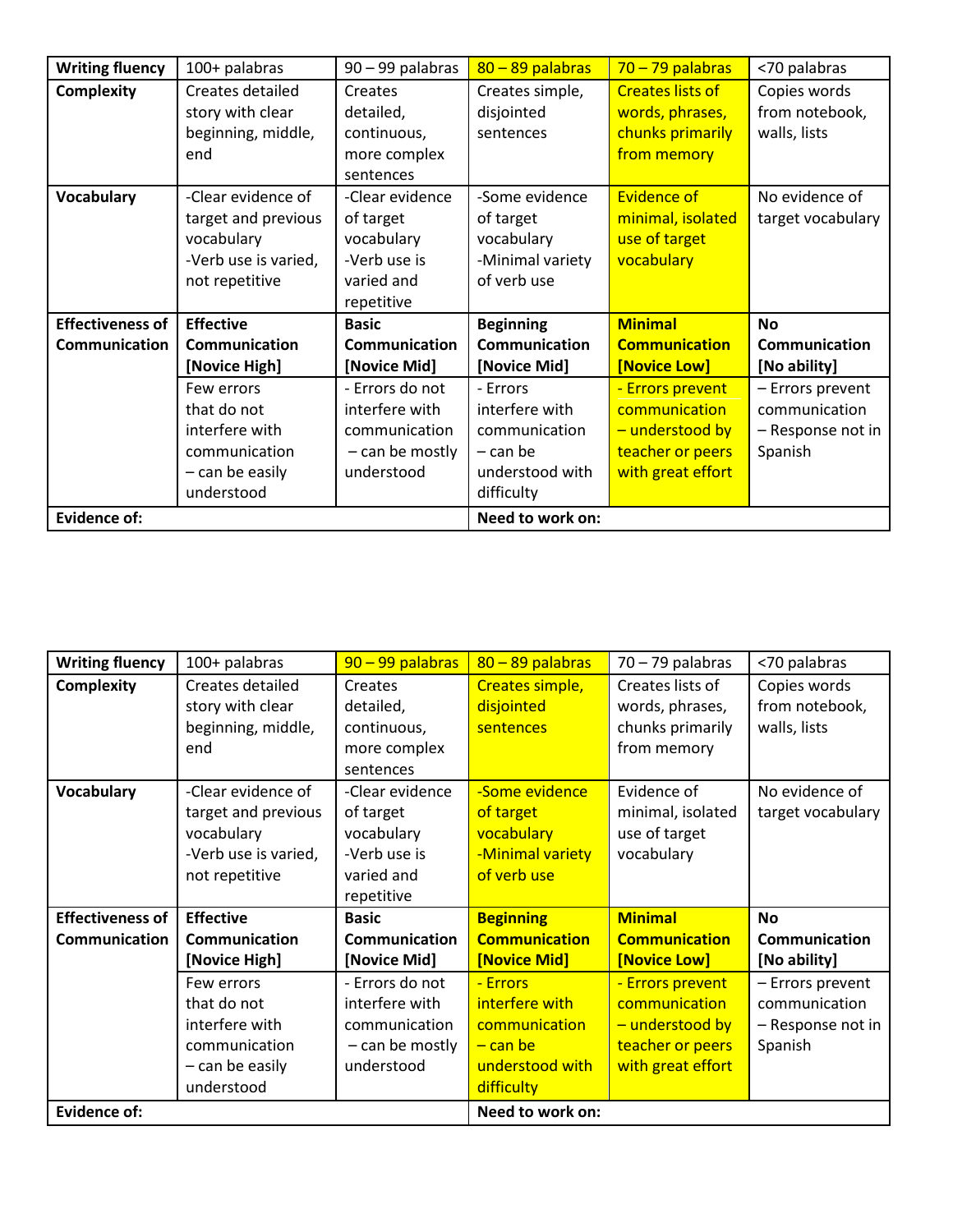| Writing fluency | 100+ palabras | 90 – 99 palabras | 80 – 89 palabras | 70 – 79 palabras | <70 palabras |
|---|---|---|---|---|---|
| **Complexity** | Creates detailed story with clear beginning, middle, end | Creates detailed, continuous, more complex sentences | Creates simple, disjointed sentences | Creates lists of words, phrases, chunks primarily from memory | Copies words from notebook, walls, lists |
| **Vocabulary** | -Clear evidence of target and previous vocabulary<br>-Verb use is varied, not repetitive | -Clear evidence of target vocabulary<br>-Verb use is varied and repetitive | -Some evidence of target vocabulary<br>-Minimal variety of verb use | Evidence of minimal, isolated use of target vocabulary | No evidence of target vocabulary |
| **Effectiveness of Communication** | **Effective Communication [Novice High]** | **Basic Communication [Novice Mid]** | **Beginning Communication [Novice Mid]** | **Minimal Communication [Novice Low]** | **No Communication [No ability]** |
| | Few errors that do not interfere with communication – can be easily understood | - Errors do not interfere with communication – can be mostly understood | - Errors interfere with communication – can be understood with difficulty | - Errors prevent communication – understood by teacher or peers with great effort | – Errors prevent communication<br>– Response not in Spanish |
| **Evidence of:** | | | **Need to work on:** | | |

| Writing fluency | 100+ palabras | 90 – 99 palabras | 80 – 89 palabras | 70 – 79 palabras | <70 palabras |
|---|---|---|---|---|---|
| **Complexity** | Creates detailed story with clear beginning, middle, end | Creates detailed, continuous, more complex sentences | Creates simple, disjointed sentences | Creates lists of words, phrases, chunks primarily from memory | Copies words from notebook, walls, lists |
| **Vocabulary** | -Clear evidence of target and previous vocabulary<br>-Verb use is varied, not repetitive | -Clear evidence of target vocabulary<br>-Verb use is varied and repetitive | -Some evidence of target vocabulary<br>-Minimal variety of verb use | Evidence of minimal, isolated use of target vocabulary | No evidence of target vocabulary |
| **Effectiveness of Communication** | **Effective Communication [Novice High]** | **Basic Communication [Novice Mid]** | **Beginning Communication [Novice Mid]** | **Minimal Communication [Novice Low]** | **No Communication [No ability]** |
| | Few errors that do not interfere with communication – can be easily understood | - Errors do not interfere with communication – can be mostly understood | - Errors interfere with communication – can be understood with difficulty | - Errors prevent communication – understood by teacher or peers with great effort | – Errors prevent communication<br>– Response not in Spanish |
| **Evidence of:** | | | **Need to work on:** | | |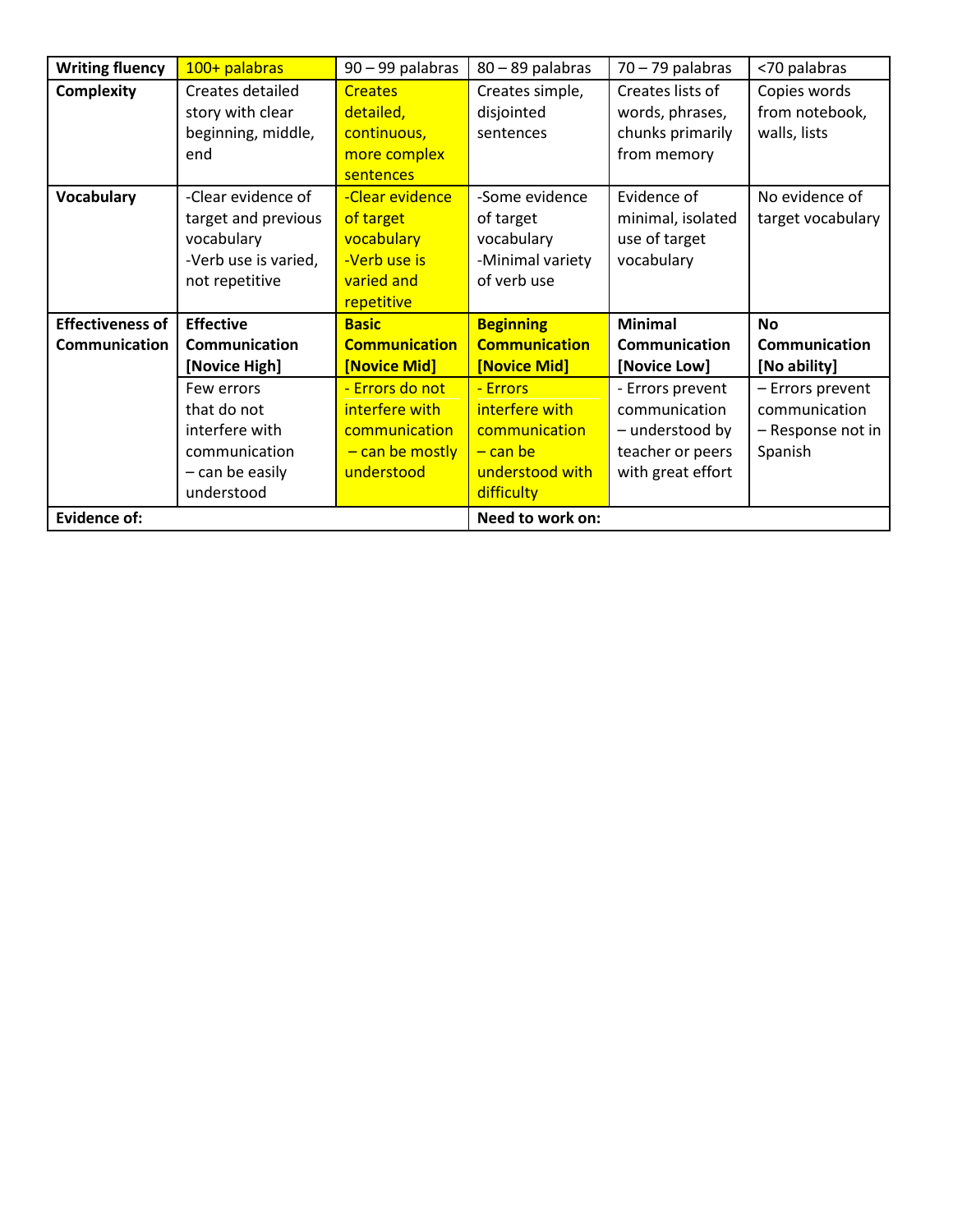| | | | | | |
|---|---|---|---|---|---|
| **Writing fluency** | 100+ palabras | 90 – 99 palabras | 80 – 89 palabras | 70 – 79 palabras | <70 palabras |
| **Complexity** | Creates detailed story with clear beginning, middle, end | Creates detailed, continuous, more complex sentences | Creates simple, disjointed sentences | Creates lists of words, phrases, chunks primarily from memory | Copies words from notebook, walls, lists |
| **Vocabulary** | -Clear evidence of target and previous vocabulary<br>-Verb use is varied, not repetitive | -Clear evidence of target vocabulary<br>-Verb use is varied and repetitive | -Some evidence of target vocabulary<br>-Minimal variety of verb use | Evidence of minimal, isolated use of target vocabulary | No evidence of target vocabulary |
| **Effectiveness of Communication** | **Effective Communication [Novice High]** | **Basic Communication [Novice Mid]** | **Beginning Communication [Novice Mid]** | **Minimal Communication [Novice Low]** | **No Communication [No ability]** |
| | Few errors that do not interfere with communication – can be easily understood | - Errors do not interfere with communication – can be mostly understood | - Errors interfere with communication – can be understood with difficulty | - Errors prevent communication – understood by teacher or peers with great effort | – Errors prevent communication – Response not in Spanish |
| **Evidence of:** | | | **Need to work on:** | | |